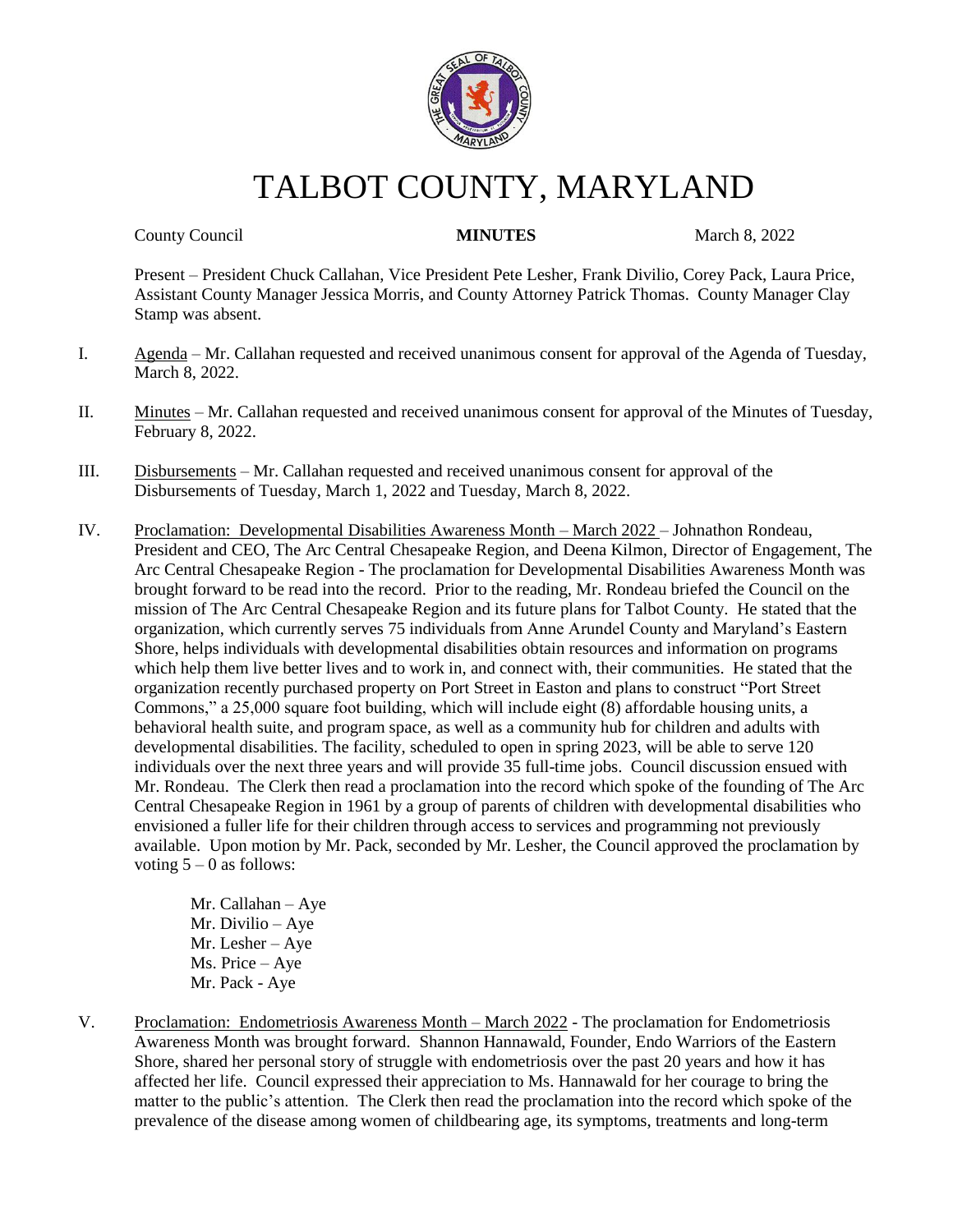# TALBOT COUNTY, MARYLAND

County Council **MINUTES** March 8, 2022

Present – President Chuck Callahan, Vice President Pete Lesher, Frank Divilio, Corey Pack, Laura Price, Assistant County Manager Jessica Morris, and County Attorney Patrick Thomas. County Manager Clay Stamp was absent.

I. Agenda – Mr. Callahan requested and received unanimous consent for approval of the Agenda of Tuesday, March 8, 2022.

II. Minutes – Mr. Callahan requested and received unanimous consent for approval of the Minutes of Tuesday, February 8, 2022.

III. Disbursements – Mr. Callahan requested and received unanimous consent for approval of the Disbursements of Tuesday, March 1, 2022 and Tuesday, March 8, 2022.

IV. Proclamation: Developmental Disabilities Awareness Month – March 2022 – Johnathon Rondeau, President and CEO, The Arc Central Chesapeake Region, and Deena Kilmon, Director of Engagement, The Arc Central Chesapeake Region - The proclamation for Developmental Disabilities Awareness Month was brought forward to be read into the record. Prior to the reading, Mr. Rondeau briefed the Council on the mission of The Arc Central Chesapeake Region and its future plans for Talbot County. He stated that the organization, which currently serves 75 individuals from Anne Arundel County and Maryland's Eastern Shore, helps individuals with developmental disabilities obtain resources and information on programs which help them live better lives and to work in, and connect with, their communities. He stated that the organization recently purchased property on Port Street in Easton and plans to construct "Port Street Commons," a 25,000 square foot building, which will include eight (8) affordable housing units, a behavioral health suite, and program space, as well as a community hub for children and adults with developmental disabilities. The facility, scheduled to open in spring 2023, will be able to serve 120 individuals over the next three years and will provide 35 full-time jobs. Council discussion ensued with Mr. Rondeau. The Clerk then read a proclamation into the record which spoke of the founding of The Arc Central Chesapeake Region in 1961 by a group of parents of children with developmental disabilities who envisioned a fuller life for their children through access to services and programming not previously available. Upon motion by Mr. Pack, seconded by Mr. Lesher, the Council approved the proclamation by voting 5 – 0 as follows:

Mr. Callahan – Aye
Mr. Divilio – Aye
Mr. Lesher – Aye
Ms. Price – Aye
Mr. Pack - Aye

V. Proclamation: Endometriosis Awareness Month – March 2022 - The proclamation for Endometriosis Awareness Month was brought forward. Shannon Hannawald, Founder, Endo Warriors of the Eastern Shore, shared her personal story of struggle with endometriosis over the past 20 years and how it has affected her life. Council expressed their appreciation to Ms. Hannawald for her courage to bring the matter to the public's attention. The Clerk then read the proclamation into the record which spoke of the prevalence of the disease among women of childbearing age, its symptoms, treatments and long-term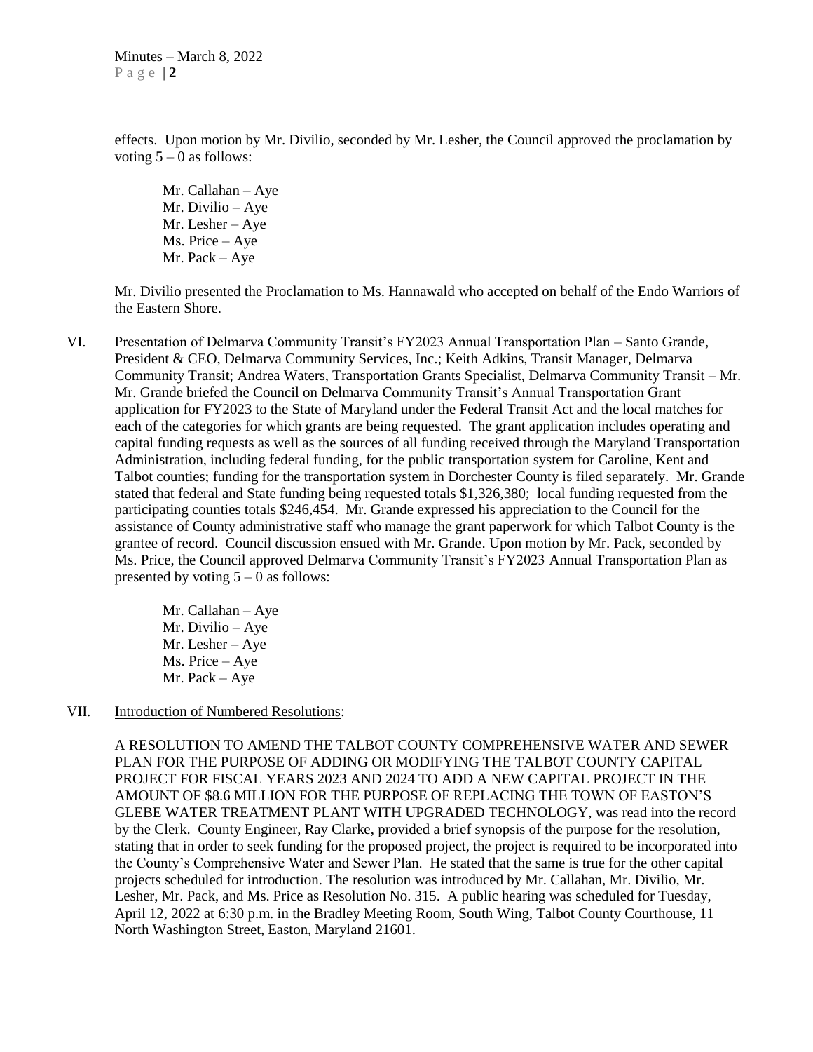effects. Upon motion by Mr. Divilio, seconded by Mr. Lesher, the Council approved the proclamation by voting 5 – 0 as follows:

Mr. Callahan – Aye
Mr. Divilio – Aye
Mr. Lesher – Aye
Ms. Price – Aye
Mr. Pack – Aye

Mr. Divilio presented the Proclamation to Ms. Hannawald who accepted on behalf of the Endo Warriors of the Eastern Shore.

VI. Presentation of Delmarva Community Transit's FY2023 Annual Transportation Plan – Santo Grande, President & CEO, Delmarva Community Services, Inc.; Keith Adkins, Transit Manager, Delmarva Community Transit; Andrea Waters, Transportation Grants Specialist, Delmarva Community Transit – Mr. Mr. Grande briefed the Council on Delmarva Community Transit's Annual Transportation Grant application for FY2023 to the State of Maryland under the Federal Transit Act and the local matches for each of the categories for which grants are being requested. The grant application includes operating and capital funding requests as well as the sources of all funding received through the Maryland Transportation Administration, including federal funding, for the public transportation system for Caroline, Kent and Talbot counties; funding for the transportation system in Dorchester County is filed separately. Mr. Grande stated that federal and State funding being requested totals $1,326,380; local funding requested from the participating counties totals $246,454. Mr. Grande expressed his appreciation to the Council for the assistance of County administrative staff who manage the grant paperwork for which Talbot County is the grantee of record. Council discussion ensued with Mr. Grande. Upon motion by Mr. Pack, seconded by Ms. Price, the Council approved Delmarva Community Transit's FY2023 Annual Transportation Plan as presented by voting 5 – 0 as follows:

Mr. Callahan – Aye
Mr. Divilio – Aye
Mr. Lesher – Aye
Ms. Price – Aye
Mr. Pack – Aye

VII. Introduction of Numbered Resolutions:

A RESOLUTION TO AMEND THE TALBOT COUNTY COMPREHENSIVE WATER AND SEWER PLAN FOR THE PURPOSE OF ADDING OR MODIFYING THE TALBOT COUNTY CAPITAL PROJECT FOR FISCAL YEARS 2023 AND 2024 TO ADD A NEW CAPITAL PROJECT IN THE AMOUNT OF $8.6 MILLION FOR THE PURPOSE OF REPLACING THE TOWN OF EASTON'S GLEBE WATER TREATMENT PLANT WITH UPGRADED TECHNOLOGY, was read into the record by the Clerk. County Engineer, Ray Clarke, provided a brief synopsis of the purpose for the resolution, stating that in order to seek funding for the proposed project, the project is required to be incorporated into the County's Comprehensive Water and Sewer Plan. He stated that the same is true for the other capital projects scheduled for introduction. The resolution was introduced by Mr. Callahan, Mr. Divilio, Mr. Lesher, Mr. Pack, and Ms. Price as Resolution No. 315. A public hearing was scheduled for Tuesday, April 12, 2022 at 6:30 p.m. in the Bradley Meeting Room, South Wing, Talbot County Courthouse, 11 North Washington Street, Easton, Maryland 21601.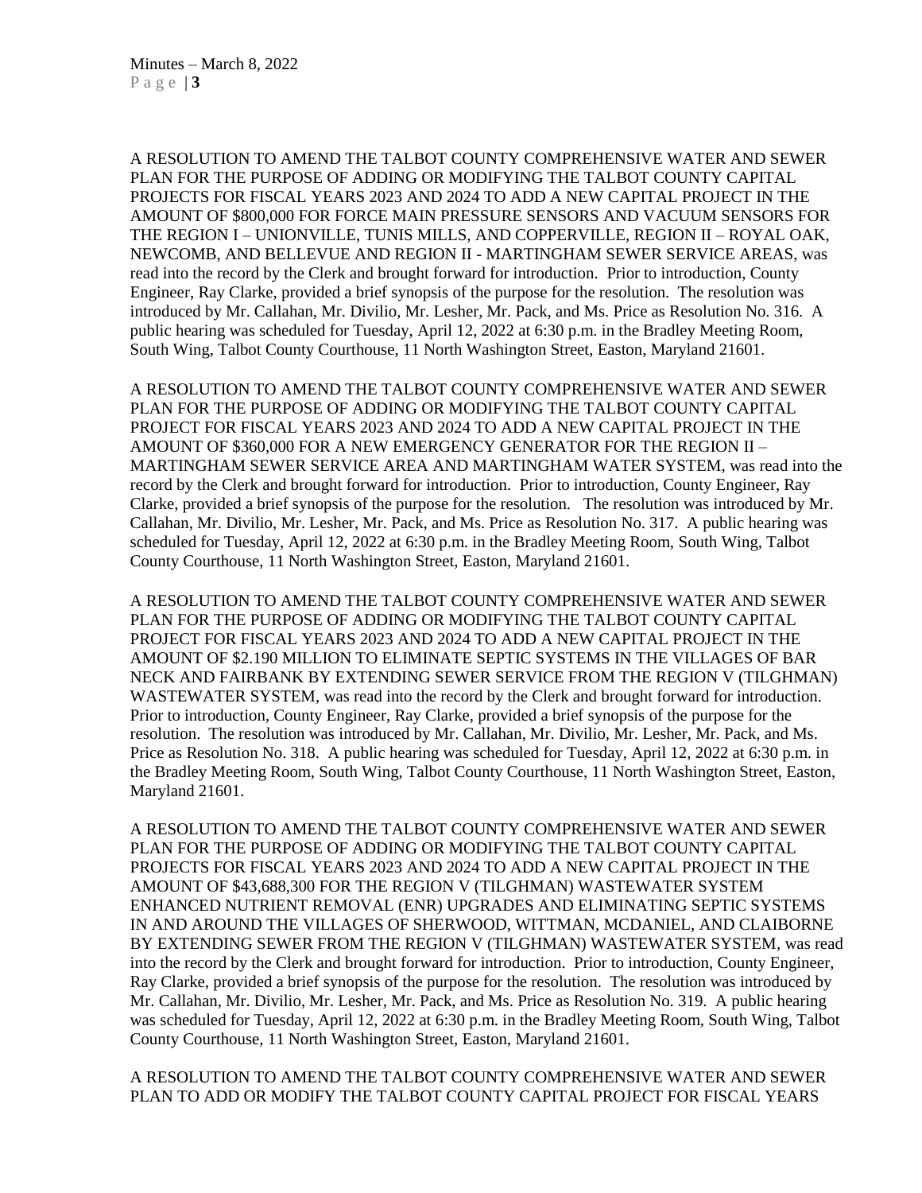A RESOLUTION TO AMEND THE TALBOT COUNTY COMPREHENSIVE WATER AND SEWER PLAN FOR THE PURPOSE OF ADDING OR MODIFYING THE TALBOT COUNTY CAPITAL PROJECTS FOR FISCAL YEARS 2023 AND 2024 TO ADD A NEW CAPITAL PROJECT IN THE AMOUNT OF $800,000 FOR FORCE MAIN PRESSURE SENSORS AND VACUUM SENSORS FOR THE REGION I – UNIONVILLE, TUNIS MILLS, AND COPPERVILLE, REGION II – ROYAL OAK, NEWCOMB, AND BELLEVUE AND REGION II - MARTINGHAM SEWER SERVICE AREAS, was read into the record by the Clerk and brought forward for introduction. Prior to introduction, County Engineer, Ray Clarke, provided a brief synopsis of the purpose for the resolution. The resolution was introduced by Mr. Callahan, Mr. Divilio, Mr. Lesher, Mr. Pack, and Ms. Price as Resolution No. 316. A public hearing was scheduled for Tuesday, April 12, 2022 at 6:30 p.m. in the Bradley Meeting Room, South Wing, Talbot County Courthouse, 11 North Washington Street, Easton, Maryland 21601.

A RESOLUTION TO AMEND THE TALBOT COUNTY COMPREHENSIVE WATER AND SEWER PLAN FOR THE PURPOSE OF ADDING OR MODIFYING THE TALBOT COUNTY CAPITAL PROJECT FOR FISCAL YEARS 2023 AND 2024 TO ADD A NEW CAPITAL PROJECT IN THE AMOUNT OF $360,000 FOR A NEW EMERGENCY GENERATOR FOR THE REGION II – MARTINGHAM SEWER SERVICE AREA AND MARTINGHAM WATER SYSTEM, was read into the record by the Clerk and brought forward for introduction. Prior to introduction, County Engineer, Ray Clarke, provided a brief synopsis of the purpose for the resolution. The resolution was introduced by Mr. Callahan, Mr. Divilio, Mr. Lesher, Mr. Pack, and Ms. Price as Resolution No. 317. A public hearing was scheduled for Tuesday, April 12, 2022 at 6:30 p.m. in the Bradley Meeting Room, South Wing, Talbot County Courthouse, 11 North Washington Street, Easton, Maryland 21601.

A RESOLUTION TO AMEND THE TALBOT COUNTY COMPREHENSIVE WATER AND SEWER PLAN FOR THE PURPOSE OF ADDING OR MODIFYING THE TALBOT COUNTY CAPITAL PROJECT FOR FISCAL YEARS 2023 AND 2024 TO ADD A NEW CAPITAL PROJECT IN THE AMOUNT OF $2.190 MILLION TO ELIMINATE SEPTIC SYSTEMS IN THE VILLAGES OF BAR NECK AND FAIRBANK BY EXTENDING SEWER SERVICE FROM THE REGION V (TILGHMAN) WASTEWATER SYSTEM, was read into the record by the Clerk and brought forward for introduction. Prior to introduction, County Engineer, Ray Clarke, provided a brief synopsis of the purpose for the resolution. The resolution was introduced by Mr. Callahan, Mr. Divilio, Mr. Lesher, Mr. Pack, and Ms. Price as Resolution No. 318. A public hearing was scheduled for Tuesday, April 12, 2022 at 6:30 p.m. in the Bradley Meeting Room, South Wing, Talbot County Courthouse, 11 North Washington Street, Easton, Maryland 21601.

A RESOLUTION TO AMEND THE TALBOT COUNTY COMPREHENSIVE WATER AND SEWER PLAN FOR THE PURPOSE OF ADDING OR MODIFYING THE TALBOT COUNTY CAPITAL PROJECTS FOR FISCAL YEARS 2023 AND 2024 TO ADD A NEW CAPITAL PROJECT IN THE AMOUNT OF $43,688,300 FOR THE REGION V (TILGHMAN) WASTEWATER SYSTEM ENHANCED NUTRIENT REMOVAL (ENR) UPGRADES AND ELIMINATING SEPTIC SYSTEMS IN AND AROUND THE VILLAGES OF SHERWOOD, WITTMAN, MCDANIEL, AND CLAIBORNE BY EXTENDING SEWER FROM THE REGION V (TILGHMAN) WASTEWATER SYSTEM, was read into the record by the Clerk and brought forward for introduction. Prior to introduction, County Engineer, Ray Clarke, provided a brief synopsis of the purpose for the resolution. The resolution was introduced by Mr. Callahan, Mr. Divilio, Mr. Lesher, Mr. Pack, and Ms. Price as Resolution No. 319. A public hearing was scheduled for Tuesday, April 12, 2022 at 6:30 p.m. in the Bradley Meeting Room, South Wing, Talbot County Courthouse, 11 North Washington Street, Easton, Maryland 21601.

A RESOLUTION TO AMEND THE TALBOT COUNTY COMPREHENSIVE WATER AND SEWER PLAN TO ADD OR MODIFY THE TALBOT COUNTY CAPITAL PROJECT FOR FISCAL YEARS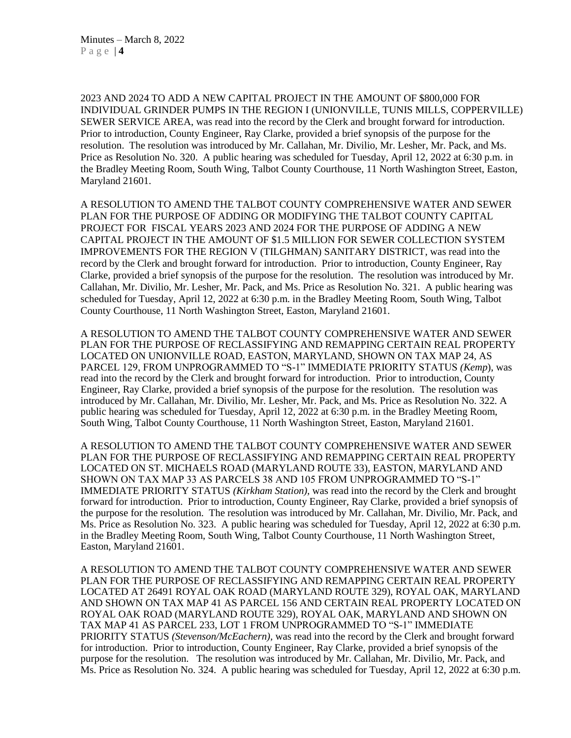2023 AND 2024 TO ADD A NEW CAPITAL PROJECT IN THE AMOUNT OF $800,000 FOR INDIVIDUAL GRINDER PUMPS IN THE REGION I (UNIONVILLE, TUNIS MILLS, COPPERVILLE) SEWER SERVICE AREA, was read into the record by the Clerk and brought forward for introduction. Prior to introduction, County Engineer, Ray Clarke, provided a brief synopsis of the purpose for the resolution. The resolution was introduced by Mr. Callahan, Mr. Divilio, Mr. Lesher, Mr. Pack, and Ms. Price as Resolution No. 320. A public hearing was scheduled for Tuesday, April 12, 2022 at 6:30 p.m. in the Bradley Meeting Room, South Wing, Talbot County Courthouse, 11 North Washington Street, Easton, Maryland 21601.

A RESOLUTION TO AMEND THE TALBOT COUNTY COMPREHENSIVE WATER AND SEWER PLAN FOR THE PURPOSE OF ADDING OR MODIFYING THE TALBOT COUNTY CAPITAL PROJECT FOR FISCAL YEARS 2023 AND 2024 FOR THE PURPOSE OF ADDING A NEW CAPITAL PROJECT IN THE AMOUNT OF $1.5 MILLION FOR SEWER COLLECTION SYSTEM IMPROVEMENTS FOR THE REGION V (TILGHMAN) SANITARY DISTRICT, was read into the record by the Clerk and brought forward for introduction. Prior to introduction, County Engineer, Ray Clarke, provided a brief synopsis of the purpose for the resolution. The resolution was introduced by Mr. Callahan, Mr. Divilio, Mr. Lesher, Mr. Pack, and Ms. Price as Resolution No. 321. A public hearing was scheduled for Tuesday, April 12, 2022 at 6:30 p.m. in the Bradley Meeting Room, South Wing, Talbot County Courthouse, 11 North Washington Street, Easton, Maryland 21601.

A RESOLUTION TO AMEND THE TALBOT COUNTY COMPREHENSIVE WATER AND SEWER PLAN FOR THE PURPOSE OF RECLASSIFYING AND REMAPPING CERTAIN REAL PROPERTY LOCATED ON UNIONVILLE ROAD, EASTON, MARYLAND, SHOWN ON TAX MAP 24, AS PARCEL 129, FROM UNPROGRAMMED TO "S-1" IMMEDIATE PRIORITY STATUS *(Kemp)*, was read into the record by the Clerk and brought forward for introduction. Prior to introduction, County Engineer, Ray Clarke, provided a brief synopsis of the purpose for the resolution. The resolution was introduced by Mr. Callahan, Mr. Divilio, Mr. Lesher, Mr. Pack, and Ms. Price as Resolution No. 322. A public hearing was scheduled for Tuesday, April 12, 2022 at 6:30 p.m. in the Bradley Meeting Room, South Wing, Talbot County Courthouse, 11 North Washington Street, Easton, Maryland 21601.

A RESOLUTION TO AMEND THE TALBOT COUNTY COMPREHENSIVE WATER AND SEWER PLAN FOR THE PURPOSE OF RECLASSIFYING AND REMAPPING CERTAIN REAL PROPERTY LOCATED ON ST. MICHAELS ROAD (MARYLAND ROUTE 33), EASTON, MARYLAND AND SHOWN ON TAX MAP 33 AS PARCELS 38 AND 105 FROM UNPROGRAMMED TO "S-1" IMMEDIATE PRIORITY STATUS *(Kirkham Station)*, was read into the record by the Clerk and brought forward for introduction. Prior to introduction, County Engineer, Ray Clarke, provided a brief synopsis of the purpose for the resolution. The resolution was introduced by Mr. Callahan, Mr. Divilio, Mr. Pack, and Ms. Price as Resolution No. 323. A public hearing was scheduled for Tuesday, April 12, 2022 at 6:30 p.m. in the Bradley Meeting Room, South Wing, Talbot County Courthouse, 11 North Washington Street, Easton, Maryland 21601.

A RESOLUTION TO AMEND THE TALBOT COUNTY COMPREHENSIVE WATER AND SEWER PLAN FOR THE PURPOSE OF RECLASSIFYING AND REMAPPING CERTAIN REAL PROPERTY LOCATED AT 26491 ROYAL OAK ROAD (MARYLAND ROUTE 329), ROYAL OAK, MARYLAND AND SHOWN ON TAX MAP 41 AS PARCEL 156 AND CERTAIN REAL PROPERTY LOCATED ON ROYAL OAK ROAD (MARYLAND ROUTE 329), ROYAL OAK, MARYLAND AND SHOWN ON TAX MAP 41 AS PARCEL 233, LOT 1 FROM UNPROGRAMMED TO "S-1" IMMEDIATE PRIORITY STATUS *(Stevenson/McEachern)*, was read into the record by the Clerk and brought forward for introduction. Prior to introduction, County Engineer, Ray Clarke, provided a brief synopsis of the purpose for the resolution. The resolution was introduced by Mr. Callahan, Mr. Divilio, Mr. Pack, and Ms. Price as Resolution No. 324. A public hearing was scheduled for Tuesday, April 12, 2022 at 6:30 p.m.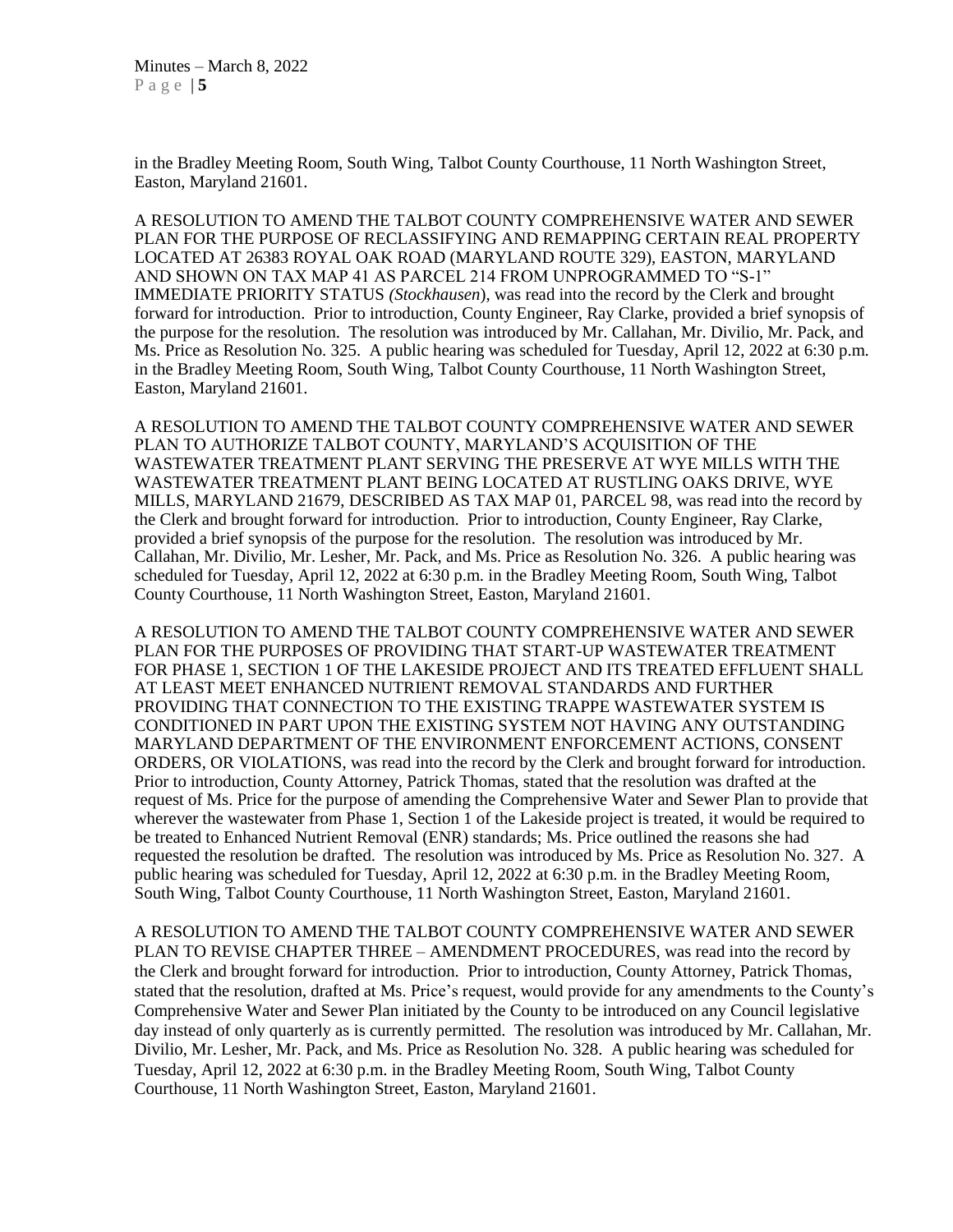in the Bradley Meeting Room, South Wing, Talbot County Courthouse, 11 North Washington Street, Easton, Maryland 21601.

A RESOLUTION TO AMEND THE TALBOT COUNTY COMPREHENSIVE WATER AND SEWER PLAN FOR THE PURPOSE OF RECLASSIFYING AND REMAPPING CERTAIN REAL PROPERTY LOCATED AT 26383 ROYAL OAK ROAD (MARYLAND ROUTE 329), EASTON, MARYLAND AND SHOWN ON TAX MAP 41 AS PARCEL 214 FROM UNPROGRAMMED TO "S-1" IMMEDIATE PRIORITY STATUS *(Stockhausen*), was read into the record by the Clerk and brought forward for introduction. Prior to introduction, County Engineer, Ray Clarke, provided a brief synopsis of the purpose for the resolution. The resolution was introduced by Mr. Callahan, Mr. Divilio, Mr. Pack, and Ms. Price as Resolution No. 325. A public hearing was scheduled for Tuesday, April 12, 2022 at 6:30 p.m. in the Bradley Meeting Room, South Wing, Talbot County Courthouse, 11 North Washington Street, Easton, Maryland 21601.

A RESOLUTION TO AMEND THE TALBOT COUNTY COMPREHENSIVE WATER AND SEWER PLAN TO AUTHORIZE TALBOT COUNTY, MARYLAND'S ACQUISITION OF THE WASTEWATER TREATMENT PLANT SERVING THE PRESERVE AT WYE MILLS WITH THE WASTEWATER TREATMENT PLANT BEING LOCATED AT RUSTLING OAKS DRIVE, WYE MILLS, MARYLAND 21679, DESCRIBED AS TAX MAP 01, PARCEL 98, was read into the record by the Clerk and brought forward for introduction. Prior to introduction, County Engineer, Ray Clarke, provided a brief synopsis of the purpose for the resolution. The resolution was introduced by Mr. Callahan, Mr. Divilio, Mr. Lesher, Mr. Pack, and Ms. Price as Resolution No. 326. A public hearing was scheduled for Tuesday, April 12, 2022 at 6:30 p.m. in the Bradley Meeting Room, South Wing, Talbot County Courthouse, 11 North Washington Street, Easton, Maryland 21601.

A RESOLUTION TO AMEND THE TALBOT COUNTY COMPREHENSIVE WATER AND SEWER PLAN FOR THE PURPOSES OF PROVIDING THAT START-UP WASTEWATER TREATMENT FOR PHASE 1, SECTION 1 OF THE LAKESIDE PROJECT AND ITS TREATED EFFLUENT SHALL AT LEAST MEET ENHANCED NUTRIENT REMOVAL STANDARDS AND FURTHER PROVIDING THAT CONNECTION TO THE EXISTING TRAPPE WASTEWATER SYSTEM IS CONDITIONED IN PART UPON THE EXISTING SYSTEM NOT HAVING ANY OUTSTANDING MARYLAND DEPARTMENT OF THE ENVIRONMENT ENFORCEMENT ACTIONS, CONSENT ORDERS, OR VIOLATIONS, was read into the record by the Clerk and brought forward for introduction. Prior to introduction, County Attorney, Patrick Thomas, stated that the resolution was drafted at the request of Ms. Price for the purpose of amending the Comprehensive Water and Sewer Plan to provide that wherever the wastewater from Phase 1, Section 1 of the Lakeside project is treated, it would be required to be treated to Enhanced Nutrient Removal (ENR) standards; Ms. Price outlined the reasons she had requested the resolution be drafted. The resolution was introduced by Ms. Price as Resolution No. 327. A public hearing was scheduled for Tuesday, April 12, 2022 at 6:30 p.m. in the Bradley Meeting Room, South Wing, Talbot County Courthouse, 11 North Washington Street, Easton, Maryland 21601.

A RESOLUTION TO AMEND THE TALBOT COUNTY COMPREHENSIVE WATER AND SEWER PLAN TO REVISE CHAPTER THREE – AMENDMENT PROCEDURES, was read into the record by the Clerk and brought forward for introduction. Prior to introduction, County Attorney, Patrick Thomas, stated that the resolution, drafted at Ms. Price's request, would provide for any amendments to the County's Comprehensive Water and Sewer Plan initiated by the County to be introduced on any Council legislative day instead of only quarterly as is currently permitted. The resolution was introduced by Mr. Callahan, Mr. Divilio, Mr. Lesher, Mr. Pack, and Ms. Price as Resolution No. 328. A public hearing was scheduled for Tuesday, April 12, 2022 at 6:30 p.m. in the Bradley Meeting Room, South Wing, Talbot County Courthouse, 11 North Washington Street, Easton, Maryland 21601.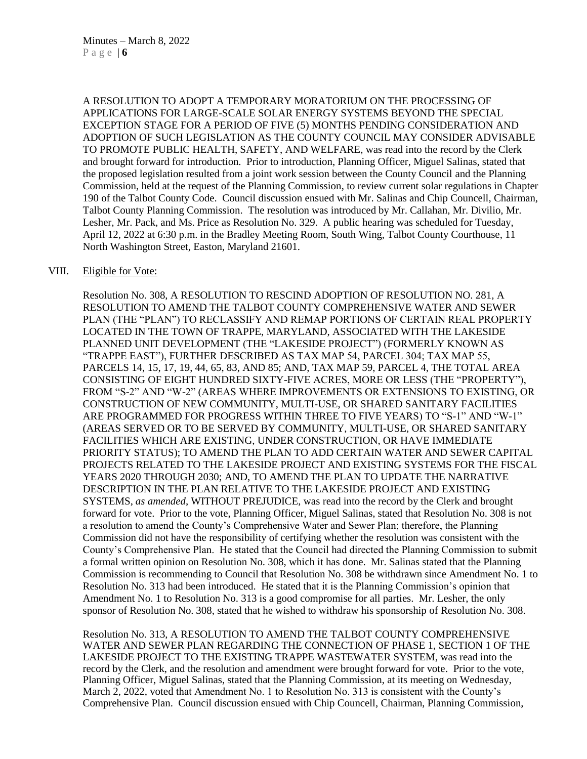A RESOLUTION TO ADOPT A TEMPORARY MORATORIUM ON THE PROCESSING OF APPLICATIONS FOR LARGE-SCALE SOLAR ENERGY SYSTEMS BEYOND THE SPECIAL EXCEPTION STAGE FOR A PERIOD OF FIVE (5) MONTHS PENDING CONSIDERATION AND ADOPTION OF SUCH LEGISLATION AS THE COUNTY COUNCIL MAY CONSIDER ADVISABLE TO PROMOTE PUBLIC HEALTH, SAFETY, AND WELFARE, was read into the record by the Clerk and brought forward for introduction. Prior to introduction, Planning Officer, Miguel Salinas, stated that the proposed legislation resulted from a joint work session between the County Council and the Planning Commission, held at the request of the Planning Commission, to review current solar regulations in Chapter 190 of the Talbot County Code. Council discussion ensued with Mr. Salinas and Chip Councell, Chairman, Talbot County Planning Commission. The resolution was introduced by Mr. Callahan, Mr. Divilio, Mr. Lesher, Mr. Pack, and Ms. Price as Resolution No. 329. A public hearing was scheduled for Tuesday, April 12, 2022 at 6:30 p.m. in the Bradley Meeting Room, South Wing, Talbot County Courthouse, 11 North Washington Street, Easton, Maryland 21601.

VIII. Eligible for Vote:

Resolution No. 308, A RESOLUTION TO RESCIND ADOPTION OF RESOLUTION NO. 281, A RESOLUTION TO AMEND THE TALBOT COUNTY COMPREHENSIVE WATER AND SEWER PLAN (THE "PLAN") TO RECLASSIFY AND REMAP PORTIONS OF CERTAIN REAL PROPERTY LOCATED IN THE TOWN OF TRAPPE, MARYLAND, ASSOCIATED WITH THE LAKESIDE PLANNED UNIT DEVELOPMENT (THE "LAKESIDE PROJECT") (FORMERLY KNOWN AS "TRAPPE EAST"), FURTHER DESCRIBED AS TAX MAP 54, PARCEL 304; TAX MAP 55, PARCELS 14, 15, 17, 19, 44, 65, 83, AND 85; AND, TAX MAP 59, PARCEL 4, THE TOTAL AREA CONSISTING OF EIGHT HUNDRED SIXTY-FIVE ACRES, MORE OR LESS (THE "PROPERTY"), FROM "S-2" AND "W-2" (AREAS WHERE IMPROVEMENTS OR EXTENSIONS TO EXISTING, OR CONSTRUCTION OF NEW COMMUNITY, MULTI-USE, OR SHARED SANITARY FACILITIES ARE PROGRAMMED FOR PROGRESS WITHIN THREE TO FIVE YEARS) TO "S-1" AND "W-1" (AREAS SERVED OR TO BE SERVED BY COMMUNITY, MULTI-USE, OR SHARED SANITARY FACILITIES WHICH ARE EXISTING, UNDER CONSTRUCTION, OR HAVE IMMEDIATE PRIORITY STATUS); TO AMEND THE PLAN TO ADD CERTAIN WATER AND SEWER CAPITAL PROJECTS RELATED TO THE LAKESIDE PROJECT AND EXISTING SYSTEMS FOR THE FISCAL YEARS 2020 THROUGH 2030; AND, TO AMEND THE PLAN TO UPDATE THE NARRATIVE DESCRIPTION IN THE PLAN RELATIVE TO THE LAKESIDE PROJECT AND EXISTING SYSTEMS, *as amended*, WITHOUT PREJUDICE, was read into the record by the Clerk and brought forward for vote. Prior to the vote, Planning Officer, Miguel Salinas, stated that Resolution No. 308 is not a resolution to amend the County's Comprehensive Water and Sewer Plan; therefore, the Planning Commission did not have the responsibility of certifying whether the resolution was consistent with the County's Comprehensive Plan. He stated that the Council had directed the Planning Commission to submit a formal written opinion on Resolution No. 308, which it has done. Mr. Salinas stated that the Planning Commission is recommending to Council that Resolution No. 308 be withdrawn since Amendment No. 1 to Resolution No. 313 had been introduced. He stated that it is the Planning Commission's opinion that Amendment No. 1 to Resolution No. 313 is a good compromise for all parties. Mr. Lesher, the only sponsor of Resolution No. 308, stated that he wished to withdraw his sponsorship of Resolution No. 308.

Resolution No. 313, A RESOLUTION TO AMEND THE TALBOT COUNTY COMPREHENSIVE WATER AND SEWER PLAN REGARDING THE CONNECTION OF PHASE 1, SECTION 1 OF THE LAKESIDE PROJECT TO THE EXISTING TRAPPE WASTEWATER SYSTEM, was read into the record by the Clerk, and the resolution and amendment were brought forward for vote. Prior to the vote, Planning Officer, Miguel Salinas, stated that the Planning Commission, at its meeting on Wednesday, March 2, 2022, voted that Amendment No. 1 to Resolution No. 313 is consistent with the County's Comprehensive Plan. Council discussion ensued with Chip Councell, Chairman, Planning Commission,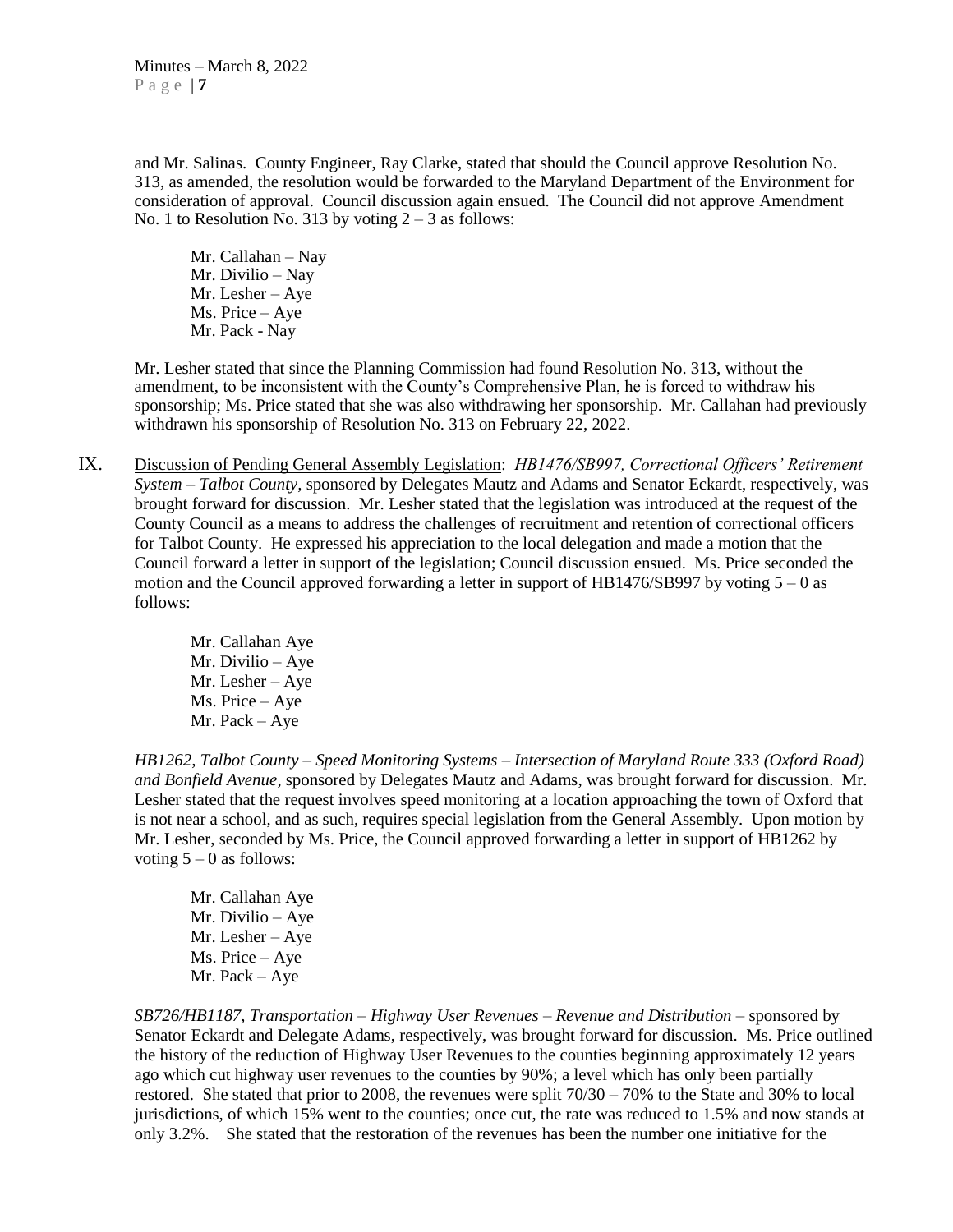and Mr. Salinas. County Engineer, Ray Clarke, stated that should the Council approve Resolution No. 313, as amended, the resolution would be forwarded to the Maryland Department of the Environment for consideration of approval. Council discussion again ensued. The Council did not approve Amendment No. 1 to Resolution No. 313 by voting 2 – 3 as follows:

Mr. Callahan – Nay
Mr. Divilio – Nay
Mr. Lesher – Aye
Ms. Price – Aye
Mr. Pack - Nay

Mr. Lesher stated that since the Planning Commission had found Resolution No. 313, without the amendment, to be inconsistent with the County's Comprehensive Plan, he is forced to withdraw his sponsorship; Ms. Price stated that she was also withdrawing her sponsorship. Mr. Callahan had previously withdrawn his sponsorship of Resolution No. 313 on February 22, 2022.

IX. Discussion of Pending General Assembly Legislation: *HB1476/SB997, Correctional Officers' Retirement System – Talbot County*, sponsored by Delegates Mautz and Adams and Senator Eckardt, respectively, was brought forward for discussion. Mr. Lesher stated that the legislation was introduced at the request of the County Council as a means to address the challenges of recruitment and retention of correctional officers for Talbot County. He expressed his appreciation to the local delegation and made a motion that the Council forward a letter in support of the legislation; Council discussion ensued. Ms. Price seconded the motion and the Council approved forwarding a letter in support of HB1476/SB997 by voting 5 – 0 as follows:

Mr. Callahan Aye
Mr. Divilio – Aye
Mr. Lesher – Aye
Ms. Price – Aye
Mr. Pack – Aye

*HB1262, Talbot County – Speed Monitoring Systems – Intersection of Maryland Route 333 (Oxford Road) and Bonfield Avenue,* sponsored by Delegates Mautz and Adams, was brought forward for discussion. Mr. Lesher stated that the request involves speed monitoring at a location approaching the town of Oxford that is not near a school, and as such, requires special legislation from the General Assembly. Upon motion by Mr. Lesher, seconded by Ms. Price, the Council approved forwarding a letter in support of HB1262 by voting 5 – 0 as follows:

Mr. Callahan Aye
Mr. Divilio – Aye
Mr. Lesher – Aye
Ms. Price – Aye
Mr. Pack – Aye

*SB726/HB1187, Transportation – Highway User Revenues – Revenue and Distribution* – sponsored by Senator Eckardt and Delegate Adams, respectively, was brought forward for discussion. Ms. Price outlined the history of the reduction of Highway User Revenues to the counties beginning approximately 12 years ago which cut highway user revenues to the counties by 90%; a level which has only been partially restored. She stated that prior to 2008, the revenues were split 70/30 – 70% to the State and 30% to local jurisdictions, of which 15% went to the counties; once cut, the rate was reduced to 1.5% and now stands at only 3.2%. She stated that the restoration of the revenues has been the number one initiative for the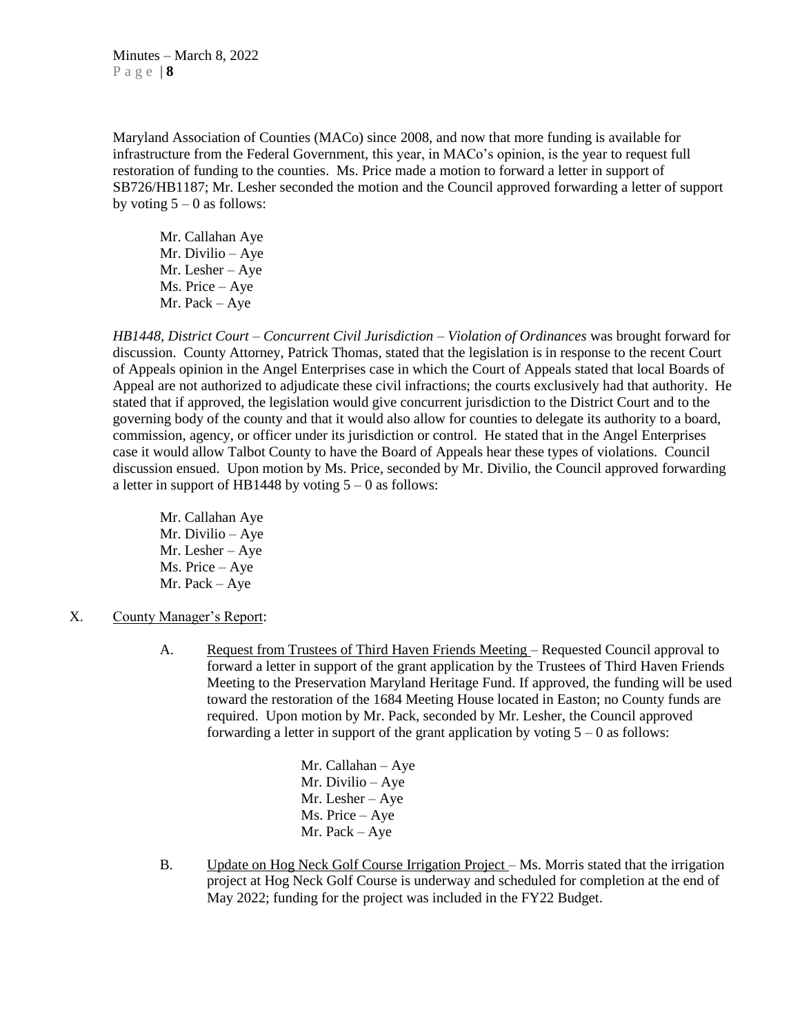Maryland Association of Counties (MACo) since 2008, and now that more funding is available for infrastructure from the Federal Government, this year, in MACo's opinion, is the year to request full restoration of funding to the counties. Ms. Price made a motion to forward a letter in support of SB726/HB1187; Mr. Lesher seconded the motion and the Council approved forwarding a letter of support by voting 5 – 0 as follows:

Mr. Callahan Aye  
Mr. Divilio – Aye  
Mr. Lesher – Aye  
Ms. Price – Aye  
Mr. Pack – Aye

*HB1448, District Court – Concurrent Civil Jurisdiction – Violation of Ordinances* was brought forward for discussion. County Attorney, Patrick Thomas, stated that the legislation is in response to the recent Court of Appeals opinion in the Angel Enterprises case in which the Court of Appeals stated that local Boards of Appeal are not authorized to adjudicate these civil infractions; the courts exclusively had that authority. He stated that if approved, the legislation would give concurrent jurisdiction to the District Court and to the governing body of the county and that it would also allow for counties to delegate its authority to a board, commission, agency, or officer under its jurisdiction or control. He stated that in the Angel Enterprises case it would allow Talbot County to have the Board of Appeals hear these types of violations. Council discussion ensued. Upon motion by Ms. Price, seconded by Mr. Divilio, the Council approved forwarding a letter in support of HB1448 by voting 5 – 0 as follows:

Mr. Callahan Aye  
Mr. Divilio – Aye  
Mr. Lesher – Aye  
Ms. Price – Aye  
Mr. Pack – Aye

X. County Manager's Report:

A. Request from Trustees of Third Haven Friends Meeting – Requested Council approval to forward a letter in support of the grant application by the Trustees of Third Haven Friends Meeting to the Preservation Maryland Heritage Fund. If approved, the funding will be used toward the restoration of the 1684 Meeting House located in Easton; no County funds are required. Upon motion by Mr. Pack, seconded by Mr. Lesher, the Council approved forwarding a letter in support of the grant application by voting 5 – 0 as follows:

Mr. Callahan – Aye  
Mr. Divilio – Aye  
Mr. Lesher – Aye  
Ms. Price – Aye  
Mr. Pack – Aye

B. Update on Hog Neck Golf Course Irrigation Project – Ms. Morris stated that the irrigation project at Hog Neck Golf Course is underway and scheduled for completion at the end of May 2022; funding for the project was included in the FY22 Budget.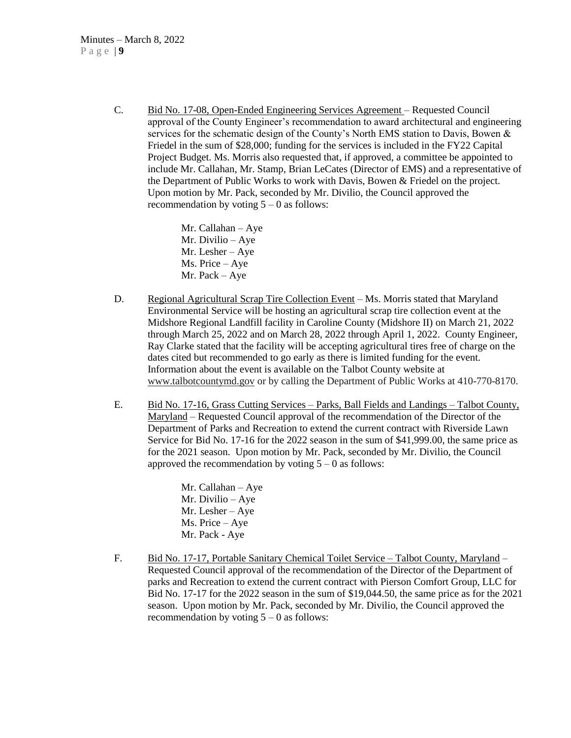C. Bid No. 17-08, Open-Ended Engineering Services Agreement – Requested Council approval of the County Engineer's recommendation to award architectural and engineering services for the schematic design of the County's North EMS station to Davis, Bowen & Friedel in the sum of $28,000; funding for the services is included in the FY22 Capital Project Budget. Ms. Morris also requested that, if approved, a committee be appointed to include Mr. Callahan, Mr. Stamp, Brian LeCates (Director of EMS) and a representative of the Department of Public Works to work with Davis, Bowen & Friedel on the project. Upon motion by Mr. Pack, seconded by Mr. Divilio, the Council approved the recommendation by voting 5 – 0 as follows:

Mr. Callahan – Aye
Mr. Divilio – Aye
Mr. Lesher – Aye
Ms. Price – Aye
Mr. Pack – Aye

D. Regional Agricultural Scrap Tire Collection Event – Ms. Morris stated that Maryland Environmental Service will be hosting an agricultural scrap tire collection event at the Midshore Regional Landfill facility in Caroline County (Midshore II) on March 21, 2022 through March 25, 2022 and on March 28, 2022 through April 1, 2022. County Engineer, Ray Clarke stated that the facility will be accepting agricultural tires free of charge on the dates cited but recommended to go early as there is limited funding for the event. Information about the event is available on the Talbot County website at www.talbotcountymd.gov or by calling the Department of Public Works at 410-770-8170.

E. Bid No. 17-16, Grass Cutting Services – Parks, Ball Fields and Landings – Talbot County, Maryland – Requested Council approval of the recommendation of the Director of the Department of Parks and Recreation to extend the current contract with Riverside Lawn Service for Bid No. 17-16 for the 2022 season in the sum of $41,999.00, the same price as for the 2021 season. Upon motion by Mr. Pack, seconded by Mr. Divilio, the Council approved the recommendation by voting 5 – 0 as follows:

Mr. Callahan – Aye
Mr. Divilio – Aye
Mr. Lesher – Aye
Ms. Price – Aye
Mr. Pack - Aye

F. Bid No. 17-17, Portable Sanitary Chemical Toilet Service – Talbot County, Maryland – Requested Council approval of the recommendation of the Director of the Department of parks and Recreation to extend the current contract with Pierson Comfort Group, LLC for Bid No. 17-17 for the 2022 season in the sum of $19,044.50, the same price as for the 2021 season. Upon motion by Mr. Pack, seconded by Mr. Divilio, the Council approved the recommendation by voting 5 – 0 as follows: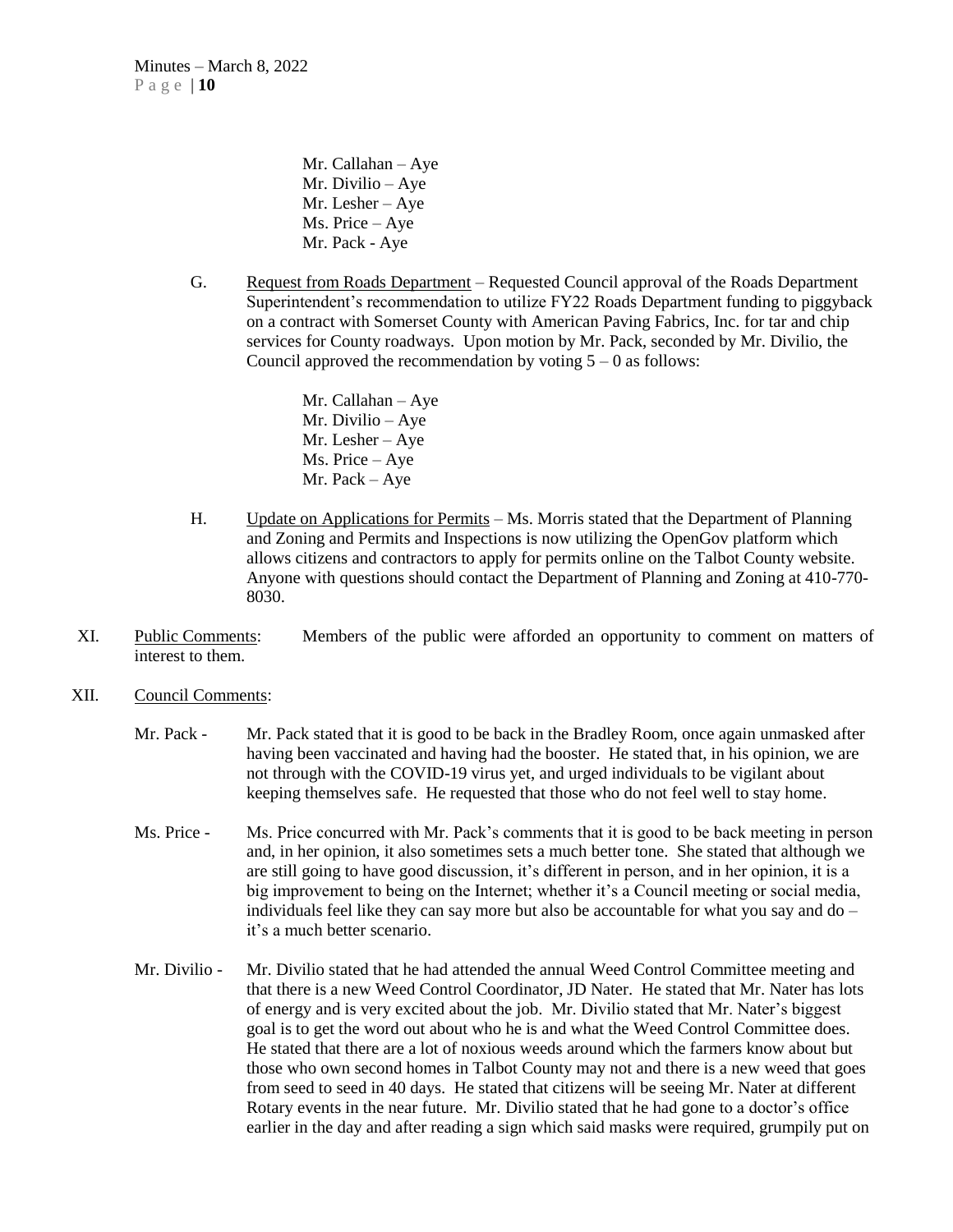Mr. Callahan – Aye
Mr. Divilio – Aye
Mr. Lesher – Aye
Ms. Price – Aye
Mr. Pack - Aye

G. Request from Roads Department – Requested Council approval of the Roads Department Superintendent's recommendation to utilize FY22 Roads Department funding to piggyback on a contract with Somerset County with American Paving Fabrics, Inc. for tar and chip services for County roadways. Upon motion by Mr. Pack, seconded by Mr. Divilio, the Council approved the recommendation by voting 5 – 0 as follows:

Mr. Callahan – Aye
Mr. Divilio – Aye
Mr. Lesher – Aye
Ms. Price – Aye
Mr. Pack – Aye

H. Update on Applications for Permits – Ms. Morris stated that the Department of Planning and Zoning and Permits and Inspections is now utilizing the OpenGov platform which allows citizens and contractors to apply for permits online on the Talbot County website. Anyone with questions should contact the Department of Planning and Zoning at 410-770-8030.

XI. Public Comments: Members of the public were afforded an opportunity to comment on matters of interest to them.

XII. Council Comments:

Mr. Pack - Mr. Pack stated that it is good to be back in the Bradley Room, once again unmasked after having been vaccinated and having had the booster. He stated that, in his opinion, we are not through with the COVID-19 virus yet, and urged individuals to be vigilant about keeping themselves safe. He requested that those who do not feel well to stay home.

Ms. Price - Ms. Price concurred with Mr. Pack's comments that it is good to be back meeting in person and, in her opinion, it also sometimes sets a much better tone. She stated that although we are still going to have good discussion, it's different in person, and in her opinion, it is a big improvement to being on the Internet; whether it's a Council meeting or social media, individuals feel like they can say more but also be accountable for what you say and do – it's a much better scenario.

Mr. Divilio - Mr. Divilio stated that he had attended the annual Weed Control Committee meeting and that there is a new Weed Control Coordinator, JD Nater. He stated that Mr. Nater has lots of energy and is very excited about the job. Mr. Divilio stated that Mr. Nater's biggest goal is to get the word out about who he is and what the Weed Control Committee does. He stated that there are a lot of noxious weeds around which the farmers know about but those who own second homes in Talbot County may not and there is a new weed that goes from seed to seed in 40 days. He stated that citizens will be seeing Mr. Nater at different Rotary events in the near future. Mr. Divilio stated that he had gone to a doctor's office earlier in the day and after reading a sign which said masks were required, grumpily put on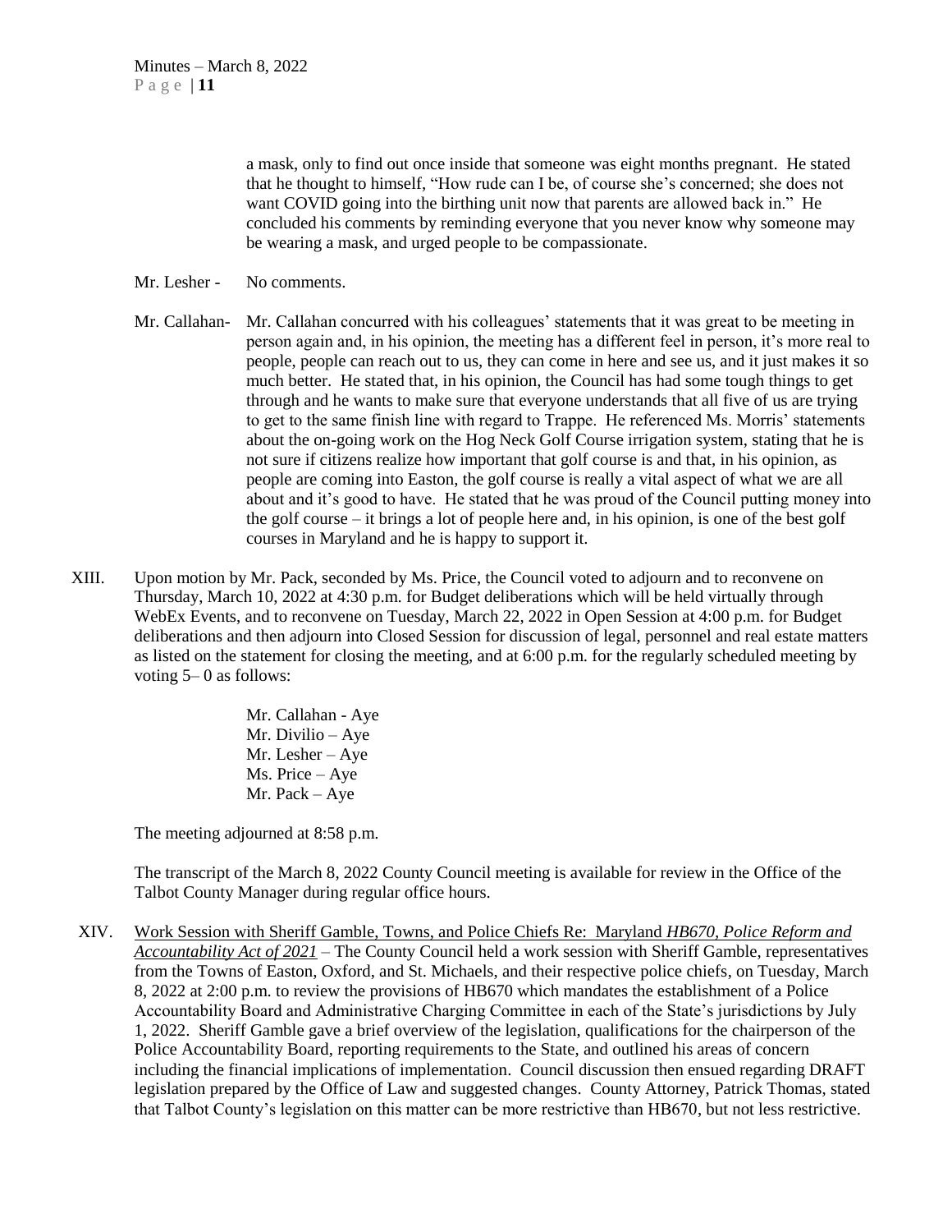a mask, only to find out once inside that someone was eight months pregnant. He stated that he thought to himself, "How rude can I be, of course she's concerned; she does not want COVID going into the birthing unit now that parents are allowed back in." He concluded his comments by reminding everyone that you never know why someone may be wearing a mask, and urged people to be compassionate.

Mr. Lesher - No comments.

Mr. Callahan- Mr. Callahan concurred with his colleagues' statements that it was great to be meeting in person again and, in his opinion, the meeting has a different feel in person, it's more real to people, people can reach out to us, they can come in here and see us, and it just makes it so much better. He stated that, in his opinion, the Council has had some tough things to get through and he wants to make sure that everyone understands that all five of us are trying to get to the same finish line with regard to Trappe. He referenced Ms. Morris' statements about the on-going work on the Hog Neck Golf Course irrigation system, stating that he is not sure if citizens realize how important that golf course is and that, in his opinion, as people are coming into Easton, the golf course is really a vital aspect of what we are all about and it's good to have. He stated that he was proud of the Council putting money into the golf course – it brings a lot of people here and, in his opinion, is one of the best golf courses in Maryland and he is happy to support it.

XIII. Upon motion by Mr. Pack, seconded by Ms. Price, the Council voted to adjourn and to reconvene on Thursday, March 10, 2022 at 4:30 p.m. for Budget deliberations which will be held virtually through WebEx Events, and to reconvene on Tuesday, March 22, 2022 in Open Session at 4:00 p.m. for Budget deliberations and then adjourn into Closed Session for discussion of legal, personnel and real estate matters as listed on the statement for closing the meeting, and at 6:00 p.m. for the regularly scheduled meeting by voting 5– 0 as follows:

Mr. Callahan - Aye
Mr. Divilio – Aye
Mr. Lesher – Aye
Ms. Price – Aye
Mr. Pack – Aye

The meeting adjourned at 8:58 p.m.

The transcript of the March 8, 2022 County Council meeting is available for review in the Office of the Talbot County Manager during regular office hours.

XIV. Work Session with Sheriff Gamble, Towns, and Police Chiefs Re: Maryland *HB670, Police Reform and Accountability Act of 2021* – The County Council held a work session with Sheriff Gamble, representatives from the Towns of Easton, Oxford, and St. Michaels, and their respective police chiefs, on Tuesday, March 8, 2022 at 2:00 p.m. to review the provisions of HB670 which mandates the establishment of a Police Accountability Board and Administrative Charging Committee in each of the State's jurisdictions by July 1, 2022. Sheriff Gamble gave a brief overview of the legislation, qualifications for the chairperson of the Police Accountability Board, reporting requirements to the State, and outlined his areas of concern including the financial implications of implementation. Council discussion then ensued regarding DRAFT legislation prepared by the Office of Law and suggested changes. County Attorney, Patrick Thomas, stated that Talbot County's legislation on this matter can be more restrictive than HB670, but not less restrictive.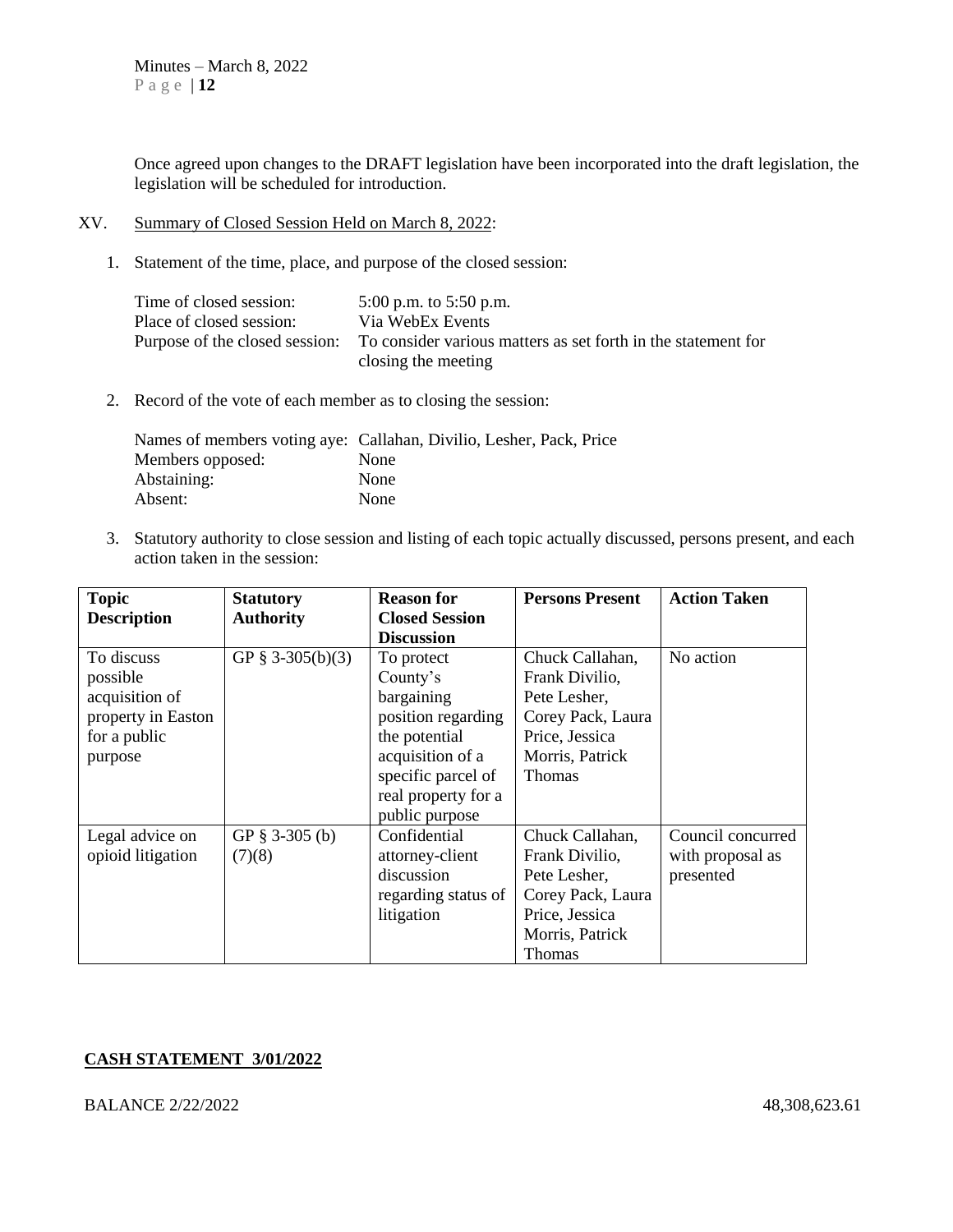Once agreed upon changes to the DRAFT legislation have been incorporated into the draft legislation, the legislation will be scheduled for introduction.

XV. Summary of Closed Session Held on March 8, 2022:

1. Statement of the time, place, and purpose of the closed session:

| | |
|---|---|
| Time of closed session: | 5:00 p.m. to 5:50 p.m. |
| Place of closed session: | Via WebEx Events |
| Purpose of the closed session: | To consider various matters as set forth in the statement for closing the meeting |

2. Record of the vote of each member as to closing the session:

| | |
|---|---|
| Names of members voting aye: | Callahan, Divilio, Lesher, Pack, Price |
| Members opposed: | None |
| Abstaining: | None |
| Absent: | None |

3. Statutory authority to close session and listing of each topic actually discussed, persons present, and each action taken in the session:

| Topic Description | Statutory Authority | Reason for Closed Session Discussion | Persons Present | Action Taken |
|---|---|---|---|---|
| To discuss possible acquisition of property in Easton for a public purpose | GP § 3-305(b)(3) | To protect County's bargaining position regarding the potential acquisition of a specific parcel of real property for a public purpose | Chuck Callahan, Frank Divilio, Pete Lesher, Corey Pack, Laura Price, Jessica Morris, Patrick Thomas | No action |
| Legal advice on opioid litigation | GP § 3-305 (b) (7)(8) | Confidential attorney-client discussion regarding status of litigation | Chuck Callahan, Frank Divilio, Pete Lesher, Corey Pack, Laura Price, Jessica Morris, Patrick Thomas | Council concurred with proposal as presented |

**CASH STATEMENT 3/01/2022**

BALANCE 2/22/2022 48,308,623.61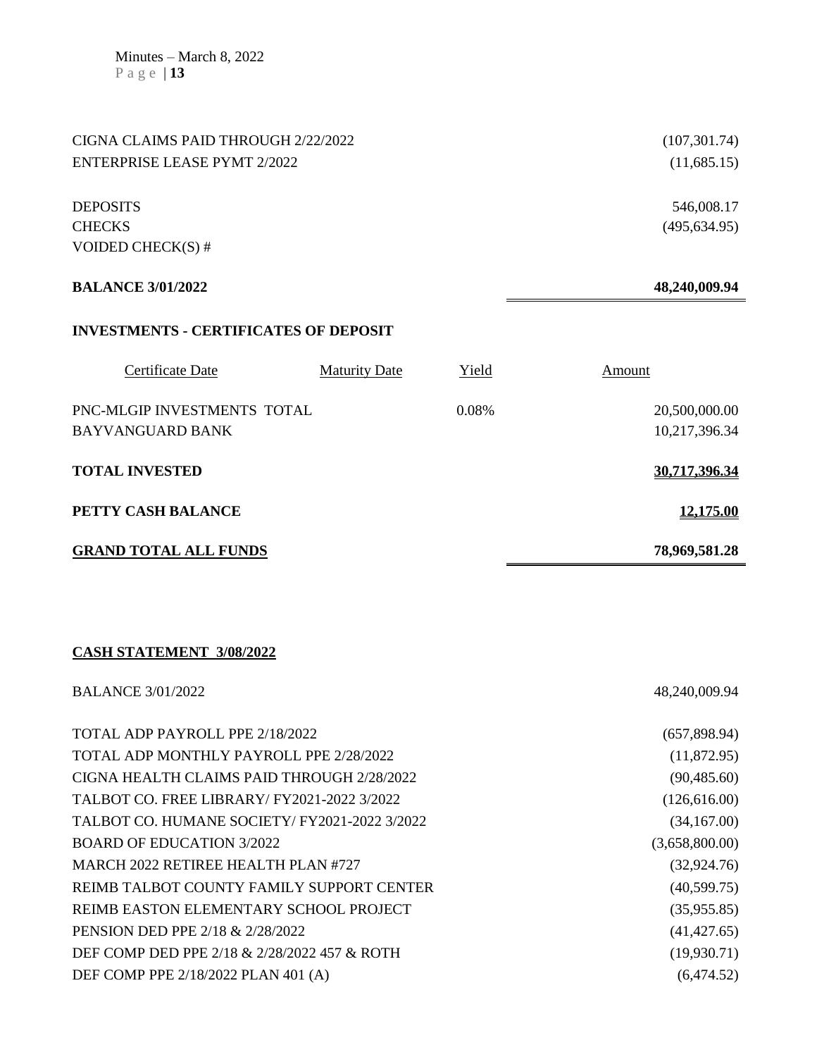| | |
|---|---|
| CIGNA CLAIMS PAID THROUGH 2/22/2022 | (107,301.74) |
| ENTERPRISE LEASE PYMT 2/2022 | (11,685.15) |
| | |
| DEPOSITS | 546,008.17 |
| CHECKS | (495,634.95) |
| VOIDED CHECK(S) # | |
| | |
| **BALANCE 3/01/2022** | **48,240,009.94** |

**INVESTMENTS - CERTIFICATES OF DEPOSIT**

| Certificate Date | Maturity Date | Yield | Amount |
|---|---|---|---|
| PNC-MLGIP INVESTMENTS TOTAL | | 0.08% | 20,500,000.00 |
| BAYVANGUARD BANK | | | 10,217,396.34 |
| **TOTAL INVESTED** | | | **30,717,396.34** |
| **PETTY CASH BALANCE** | | | **12,175.00** |
| **GRAND TOTAL ALL FUNDS** | | | **78,969,581.28** |

**CASH STATEMENT 3/08/2022**

| | |
|---|---|
| BALANCE 3/01/2022 | 48,240,009.94 |
| | |
| TOTAL ADP PAYROLL PPE 2/18/2022 | (657,898.94) |
| TOTAL ADP MONTHLY PAYROLL PPE 2/28/2022 | (11,872.95) |
| CIGNA HEALTH CLAIMS PAID THROUGH 2/28/2022 | (90,485.60) |
| TALBOT CO. FREE LIBRARY/ FY2021-2022 3/2022 | (126,616.00) |
| TALBOT CO. HUMANE SOCIETY/ FY2021-2022 3/2022 | (34,167.00) |
| BOARD OF EDUCATION 3/2022 | (3,658,800.00) |
| MARCH 2022 RETIREE HEALTH PLAN #727 | (32,924.76) |
| REIMB TALBOT COUNTY FAMILY SUPPORT CENTER | (40,599.75) |
| REIMB EASTON ELEMENTARY SCHOOL PROJECT | (35,955.85) |
| PENSION DED PPE 2/18 & 2/28/2022 | (41,427.65) |
| DEF COMP DED PPE 2/18 & 2/28/2022 457 & ROTH | (19,930.71) |
| DEF COMP PPE 2/18/2022 PLAN 401 (A) | (6,474.52) |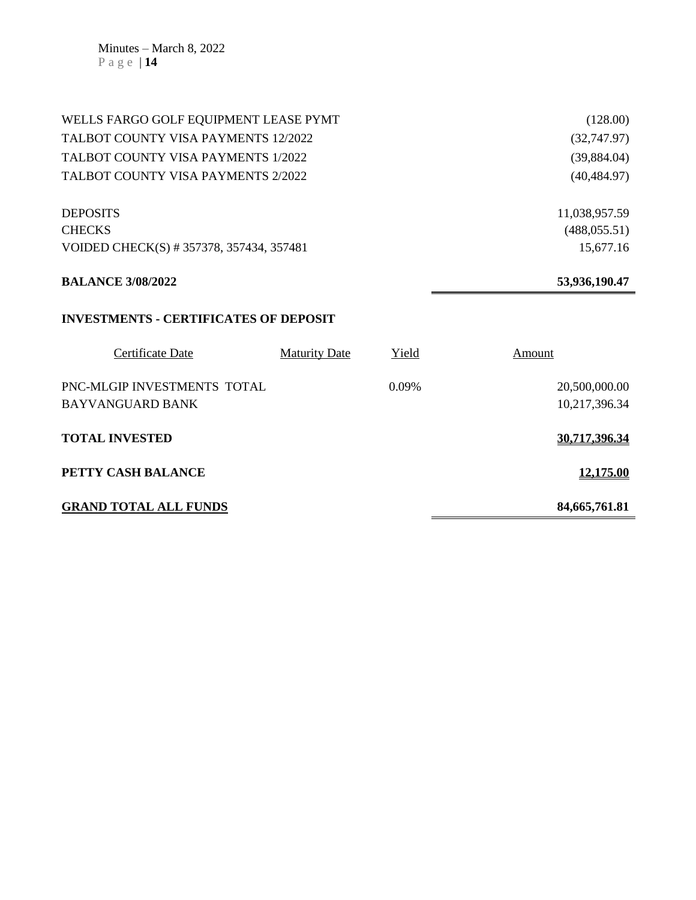| | |
|---|---|
| WELLS FARGO GOLF EQUIPMENT LEASE PYMT | (128.00) |
| TALBOT COUNTY VISA PAYMENTS 12/2022 | (32,747.97) |
| TALBOT COUNTY VISA PAYMENTS 1/2022 | (39,884.04) |
| TALBOT COUNTY VISA PAYMENTS 2/2022 | (40,484.97) |
| DEPOSITS | 11,038,957.59 |
| CHECKS | (488,055.51) |
| VOIDED CHECK(S) # 357378, 357434, 357481 | 15,677.16 |
| **BALANCE 3/08/2022** | **53,936,190.47** |

**INVESTMENTS - CERTIFICATES OF DEPOSIT**

| Certificate Date | Maturity Date | Yield | Amount |
|---|---|---|---|
| PNC-MLGIP INVESTMENTS TOTAL | | 0.09% | 20,500,000.00 |
| BAYVANGUARD BANK | | | 10,217,396.34 |
| **TOTAL INVESTED** | | | **30,717,396.34** |
| **PETTY CASH BALANCE** | | | **12,175.00** |
| **GRAND TOTAL ALL FUNDS** | | | **84,665,761.81** |